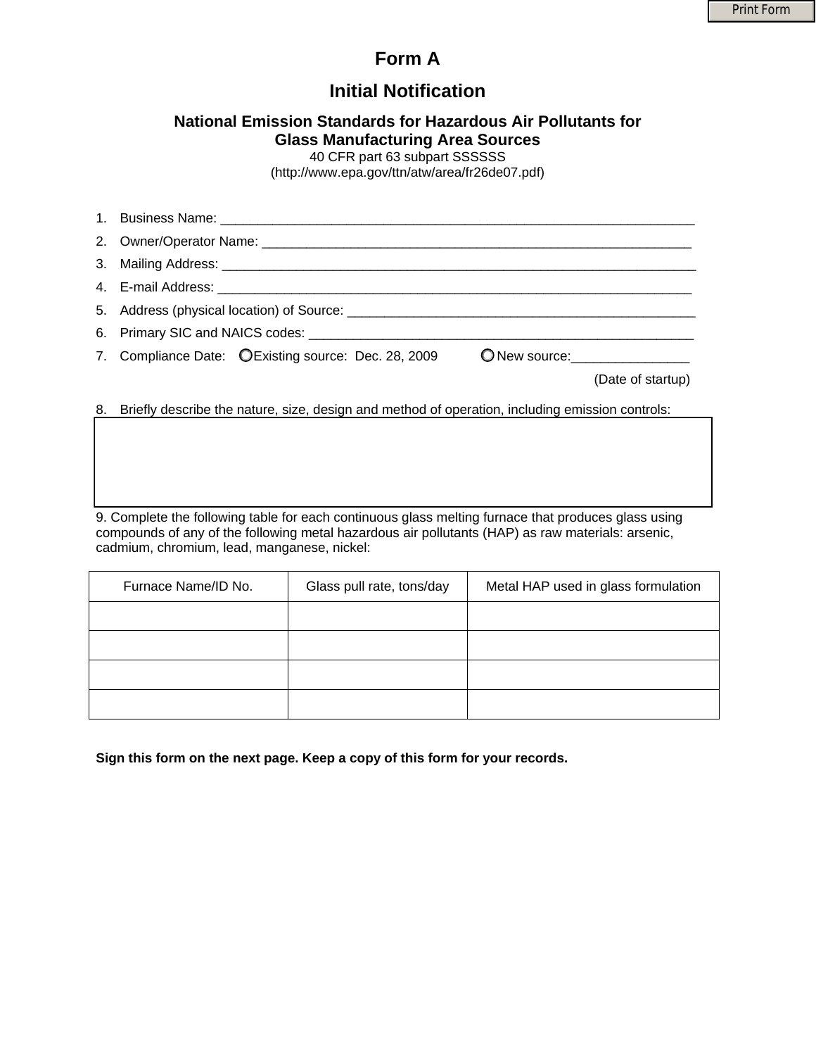# Form A

## Initial Notification

### National Emission Standards for Hazardous Air Pollutants for Glass Manufacturing Area Sources

40 CFR part 63 subpart SSSSSS
(http://www.epa.gov/ttn/atw/area/fr26de07.pdf)

1. Business Name: ___________________________________________________________________
2. Owner/Operator Name: ______________________________________________________________
3. Mailing Address: ___________________________________________________________________
4. E-mail Address: ___________________________________________________________________
5. Address (physical location) of Source: _________________________________________________
6. Primary SIC and NAICS codes: _______________________________________________________
7. Compliance Date: ○ Existing source: Dec. 28, 2009 ○ New source:________________ (Date of startup)
8. Briefly describe the nature, size, design and method of operation, including emission controls:

9. Complete the following table for each continuous glass melting furnace that produces glass using compounds of any of the following metal hazardous air pollutants (HAP) as raw materials: arsenic, cadmium, chromium, lead, manganese, nickel:

| Furnace Name/ID No. | Glass pull rate, tons/day | Metal HAP used in glass formulation |
|---|---|---|
| | | |
| | | |
| | | |
| | | |

**Sign this form on the next page. Keep a copy of this form for your records.**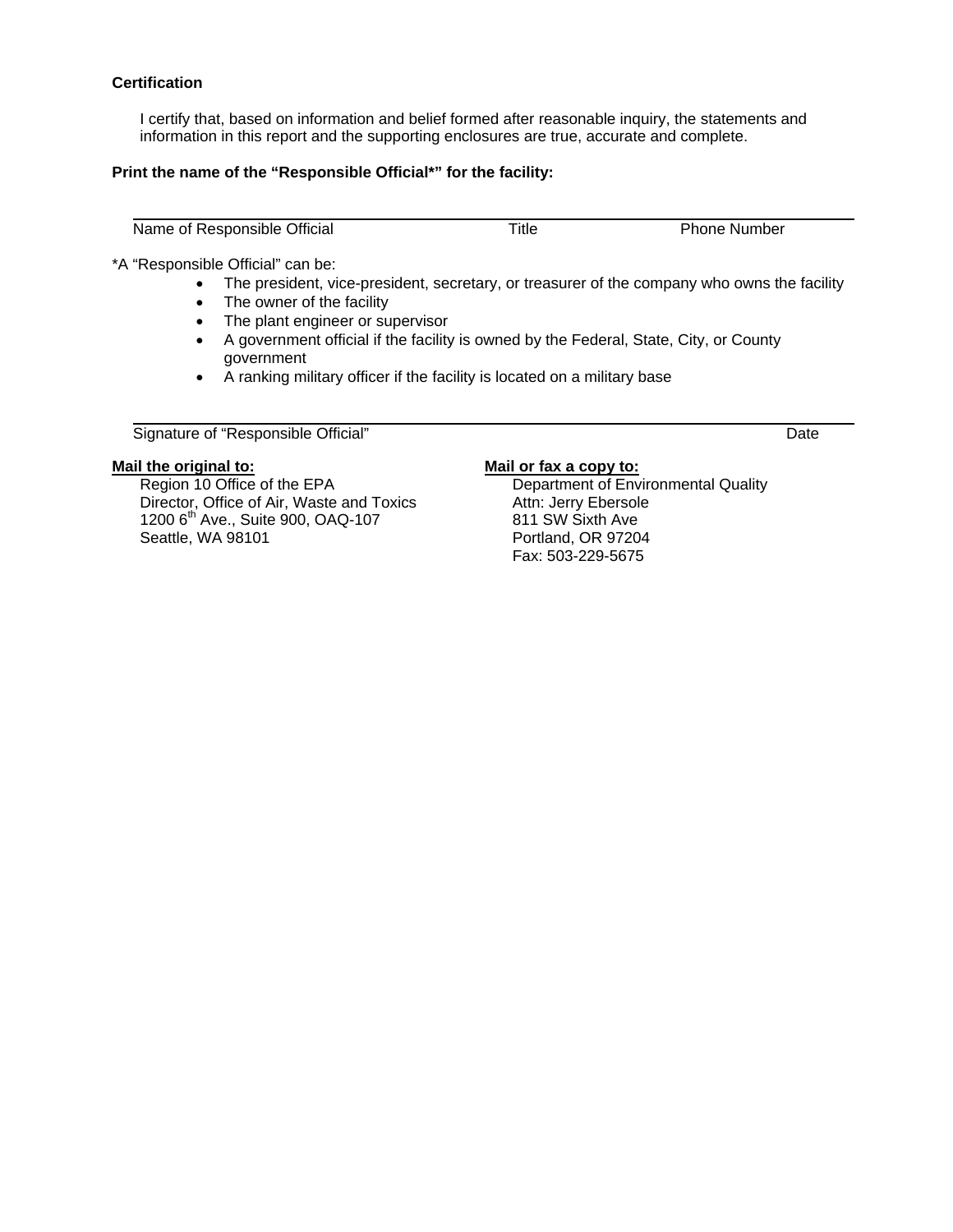**Certification**

I certify that, based on information and belief formed after reasonable inquiry, the statements and information in this report and the supporting enclosures are true, accurate and complete.

**Print the name of the "Responsible Official*" for the facility:**

| Name of Responsible Official | Title | Phone Number |
|---|---|---|

*A "Responsible Official" can be:

- The president, vice-president, secretary, or treasurer of the company who owns the facility
- The owner of the facility
- The plant engineer or supervisor
- A government official if the facility is owned by the Federal, State, City, or County government
- A ranking military officer if the facility is located on a military base

| Signature of "Responsible Official" | Date |
|---|---|

**Mail the original to:**

Region 10 Office of the EPA
Director, Office of Air, Waste and Toxics
1200 6th Ave., Suite 900, OAQ-107
Seattle, WA 98101

**Mail or fax a copy to:**

Department of Environmental Quality
Attn: Jerry Ebersole
811 SW Sixth Ave
Portland, OR 97204
Fax: 503-229-5675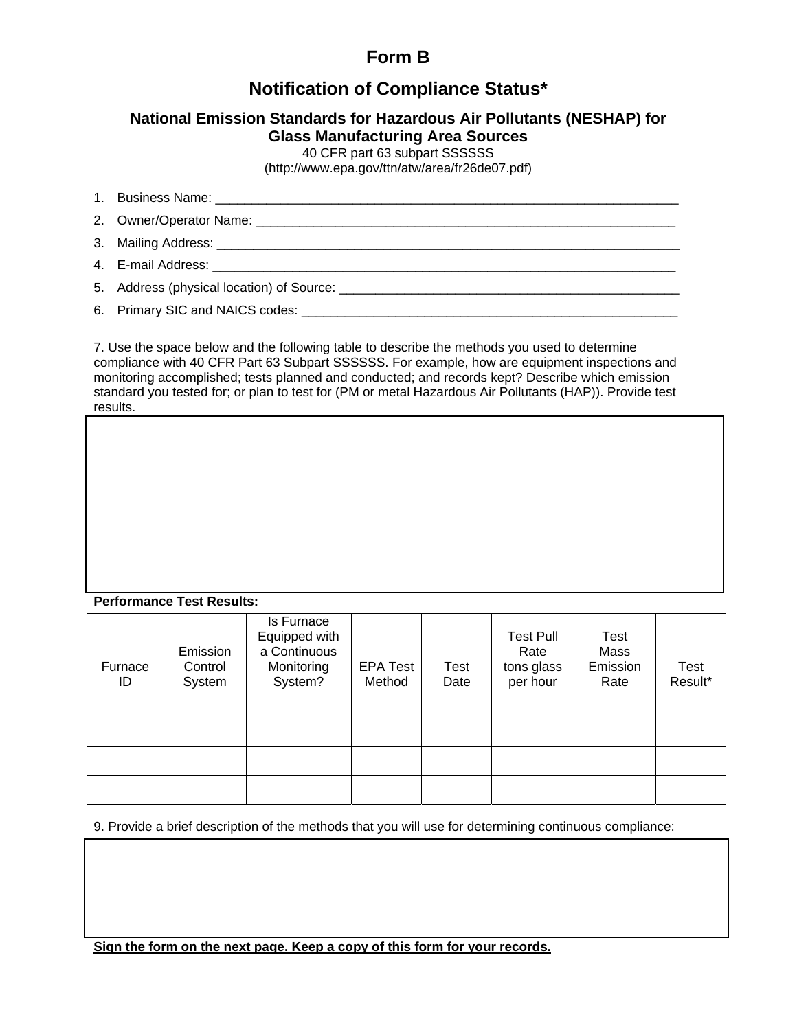# Form B

## Notification of Compliance Status*

### National Emission Standards for Hazardous Air Pollutants (NESHAP) for Glass Manufacturing Area Sources

40 CFR part 63 subpart SSSSSS
(http://www.epa.gov/ttn/atw/area/fr26de07.pdf)

1. Business Name: ___________________________________________________________________
2. Owner/Operator Name: ______________________________________________________________
3. Mailing Address: __________________________________________________________________
4. E-mail Address: ___________________________________________________________________
5. Address (physical location) of Source: _______________________________________________
6. Primary SIC and NAICS codes: ______________________________________________________

7. Use the space below and the following table to describe the methods you used to determine compliance with 40 CFR Part 63 Subpart SSSSSS. For example, how are equipment inspections and monitoring accomplished; tests planned and conducted; and records kept? Describe which emission standard you tested for; or plan to test for (PM or metal Hazardous Air Pollutants (HAP)). Provide test results.

|  |
|---|
|  |

**Performance Test Results:**

| Furnace ID | Emission Control System | Is Furnace Equipped with a Continuous Monitoring System? | EPA Test Method | Test Date | Test Pull Rate tons glass per hour | Test Mass Emission Rate | Test Result* |
|---|---|---|---|---|---|---|---|
|  |  |  |  |  |  |  |  |
|  |  |  |  |  |  |  |  |
|  |  |  |  |  |  |  |  |
|  |  |  |  |  |  |  |  |

9. Provide a brief description of the methods that you will use for determining continuous compliance:

|  |
|---|
|  |

**<u>Sign the form on the next page. Keep a copy of this form for your records.</u>**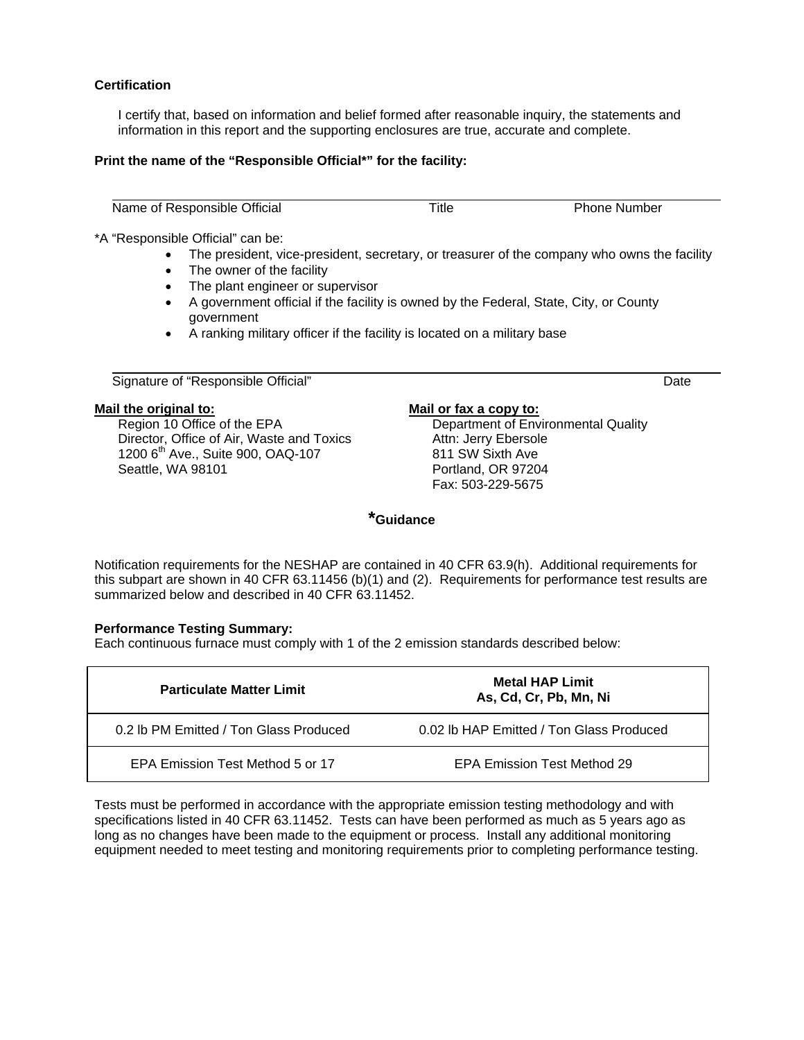**Certification**

I certify that, based on information and belief formed after reasonable inquiry, the statements and information in this report and the supporting enclosures are true, accurate and complete.

**Print the name of the "Responsible Official*" for the facility:**

Name of Responsible Official                    Title                    Phone Number

*A "Responsible Official" can be:

- The president, vice-president, secretary, or treasurer of the company who owns the facility
- The owner of the facility
- The plant engineer or supervisor
- A government official if the facility is owned by the Federal, State, City, or County government
- A ranking military officer if the facility is located on a military base

Signature of "Responsible Official"                    Date

**Mail the original to:**
Region 10 Office of the EPA
Director, Office of Air, Waste and Toxics
1200 6th Ave., Suite 900, OAQ-107
Seattle, WA 98101

**Mail or fax a copy to:**
Department of Environmental Quality
Attn: Jerry Ebersole
811 SW Sixth Ave
Portland, OR 97204
Fax: 503-229-5675

## *Guidance

Notification requirements for the NESHAP are contained in 40 CFR 63.9(h). Additional requirements for this subpart are shown in 40 CFR 63.11456 (b)(1) and (2). Requirements for performance test results are summarized below and described in 40 CFR 63.11452.

**Performance Testing Summary:**
Each continuous furnace must comply with 1 of the 2 emission standards described below:

| Particulate Matter Limit | Metal HAP Limit As, Cd, Cr, Pb, Mn, Ni |
|---|---|
| 0.2 lb PM Emitted / Ton Glass Produced | 0.02 lb HAP Emitted / Ton Glass Produced |
| EPA Emission Test Method 5 or 17 | EPA Emission Test Method 29 |

Tests must be performed in accordance with the appropriate emission testing methodology and with specifications listed in 40 CFR 63.11452. Tests can have been performed as much as 5 years ago as long as no changes have been made to the equipment or process. Install any additional monitoring equipment needed to meet testing and monitoring requirements prior to completing performance testing.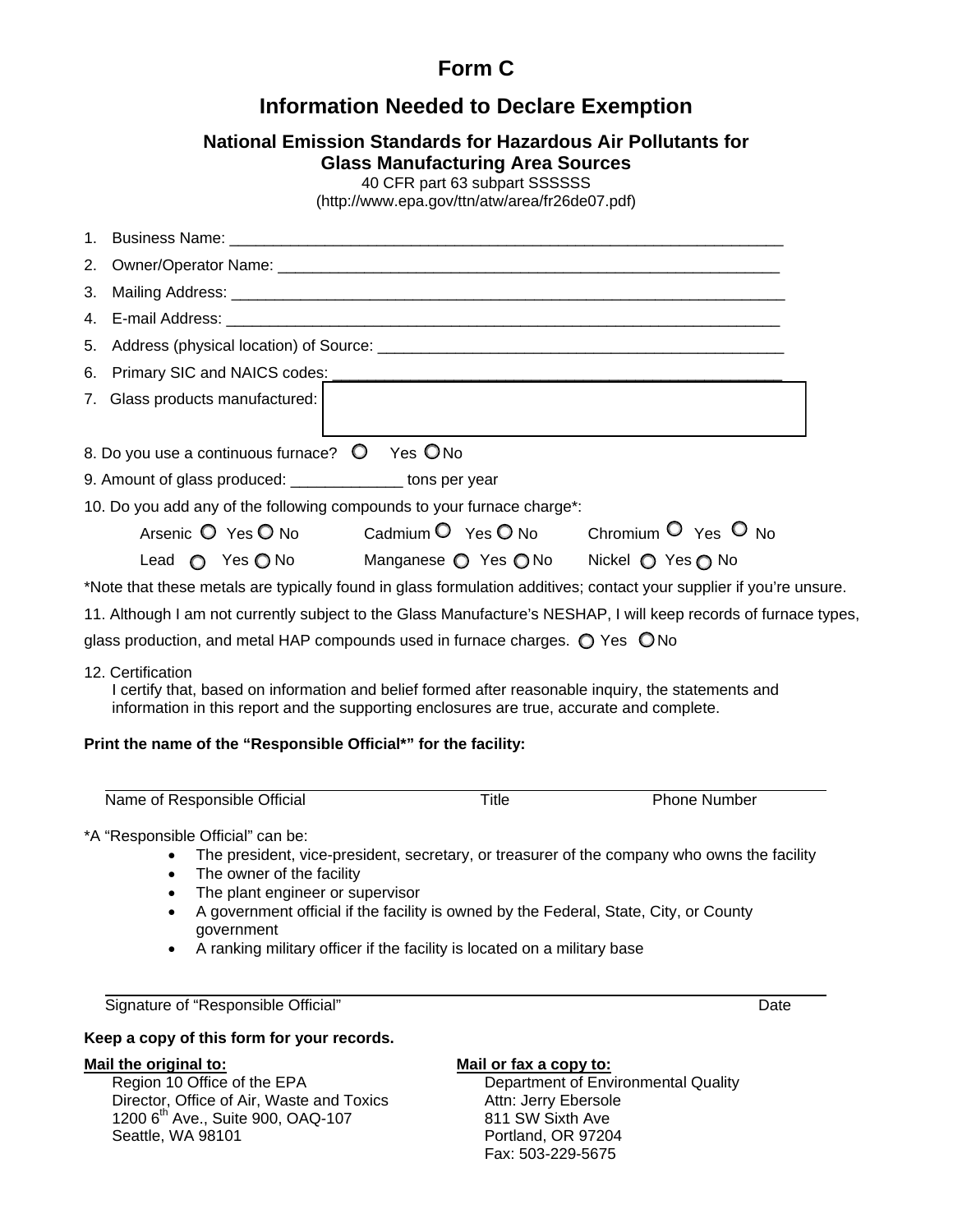# Form C

## Information Needed to Declare Exemption

### National Emission Standards for Hazardous Air Pollutants for Glass Manufacturing Area Sources

40 CFR part 63 subpart SSSSSS
(http://www.epa.gov/ttn/atw/area/fr26de07.pdf)

1. Business Name: ___________________________________________________________________
2. Owner/Operator Name: _____________________________________________________________
3. Mailing Address: _________________________________________________________________
4. E-mail Address: __________________________________________________________________
5. Address (physical location) of Source: _______________________________________________
6. Primary SIC and NAICS codes: _____________________________________________________
7. Glass products manufactured:

8. Do you use a continuous furnace? ○ Yes ○ No

9. Amount of glass produced: _____________ tons per year

10. Do you add any of the following compounds to your furnace charge*:

Arsenic ○ Yes ○ No    Cadmium ○ Yes ○ No    Chromium ○ Yes ○ No

Lead ○ Yes ○ No    Manganese ○ Yes ○ No    Nickel ○ Yes ○ No

*Note that these metals are typically found in glass formulation additives; contact your supplier if you're unsure.

11. Although I am not currently subject to the Glass Manufacture's NESHAP, I will keep records of furnace types, glass production, and metal HAP compounds used in furnace charges. ○ Yes ○ No

12. Certification

I certify that, based on information and belief formed after reasonable inquiry, the statements and information in this report and the supporting enclosures are true, accurate and complete.

**Print the name of the "Responsible Official*" for the facility:**

_____________________________________________________________________________

Name of Responsible Official    Title    Phone Number

*A "Responsible Official" can be:

- The president, vice-president, secretary, or treasurer of the company who owns the facility
- The owner of the facility
- The plant engineer or supervisor
- A government official if the facility is owned by the Federal, State, City, or County government
- A ranking military officer if the facility is located on a military base

_____________________________________________________________________________

Signature of "Responsible Official"    Date

**Keep a copy of this form for your records.**

**Mail the original to:**

Region 10 Office of the EPA
Director, Office of Air, Waste and Toxics
1200 6th Ave., Suite 900, OAQ-107
Seattle, WA 98101

**Mail or fax a copy to:**

Department of Environmental Quality
Attn: Jerry Ebersole
811 SW Sixth Ave
Portland, OR 97204
Fax: 503-229-5675